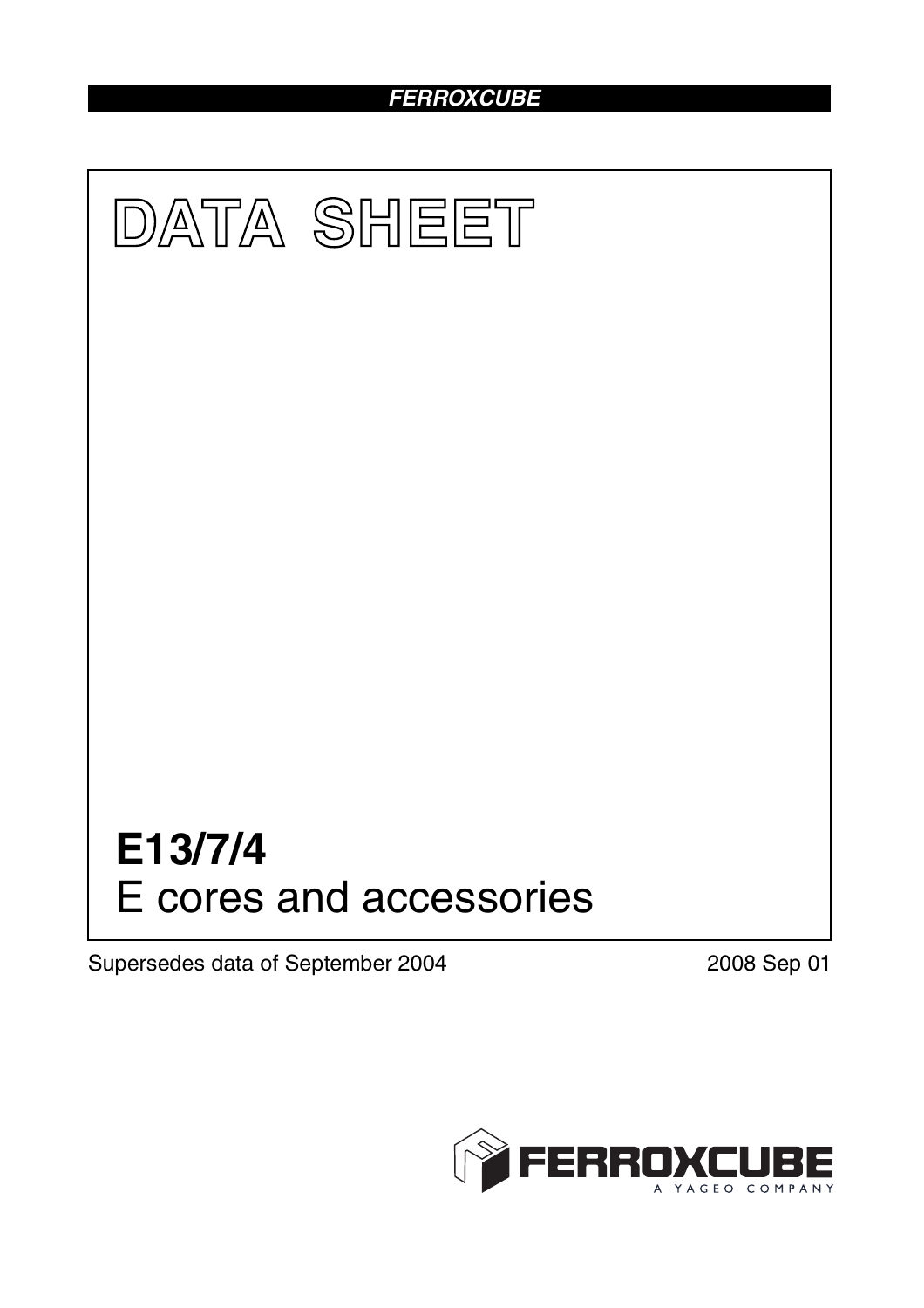**FERROXCUBE**

# DATA SHEET

# E13/7/4
## E cores and accessories

Supersedes data of September 2004

2008 Sep 01

FERROXCUBE
A YAGEO COMPANY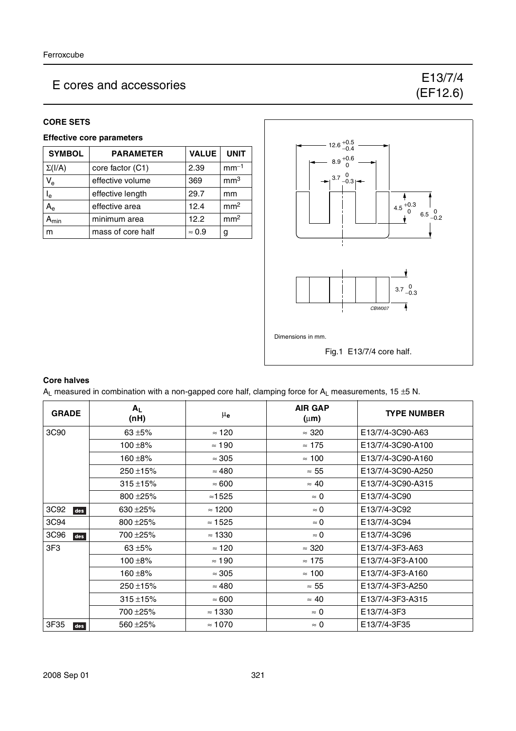# E cores and accessories

## E13/7/4 (EF12.6)

### CORE SETS

#### Effective core parameters

| SYMBOL | PARAMETER | VALUE | UNIT |
|---|---|---|---|
| $\Sigma(I/A)$ | core factor (C1) | 2.39 | $mm^{-1}$ |
| $V_e$ | effective volume | 369 | $mm^3$ |
| $l_e$ | effective length | 29.7 | mm |
| $A_e$ | effective area | 12.4 | $mm^2$ |
| $A_{min}$ | minimum area | 12.2 | $mm^2$ |
| m | mass of core half | ≈ 0.9 | g |

Dimensions in mm.

Fig.1 E13/7/4 core half.

#### Core halves

$A_L$ measured in combination with a non-gapped core half, clamping force for $A_L$ measurements, 15 ±5 N.

| GRADE | $A_L$ (nH) | $\mu_e$ | AIR GAP (μm) | TYPE NUMBER |
|---|---|---|---|---|
| 3C90 | 63 ±5% | ≈ 120 | ≈ 320 | E13/7/4-3C90-A63 |
| | 100 ±8% | ≈ 190 | ≈ 175 | E13/7/4-3C90-A100 |
| | 160 ±8% | ≈ 305 | ≈ 100 | E13/7/4-3C90-A160 |
| | 250 ±15% | ≈ 480 | ≈ 55 | E13/7/4-3C90-A250 |
| | 315 ±15% | ≈ 600 | ≈ 40 | E13/7/4-3C90-A315 |
| | 800 ±25% | ≈1525 | ≈ 0 | E13/7/4-3C90 |
| 3C92 des | 630 ±25% | ≈ 1200 | ≈ 0 | E13/7/4-3C92 |
| 3C94 | 800 ±25% | ≈ 1525 | ≈ 0 | E13/7/4-3C94 |
| 3C96 des | 700 ±25% | ≈ 1330 | ≈ 0 | E13/7/4-3C96 |
| 3F3 | 63 ±5% | ≈ 120 | ≈ 320 | E13/7/4-3F3-A63 |
| | 100 ±8% | ≈ 190 | ≈ 175 | E13/7/4-3F3-A100 |
| | 160 ±8% | ≈ 305 | ≈ 100 | E13/7/4-3F3-A160 |
| | 250 ±15% | ≈ 480 | ≈ 55 | E13/7/4-3F3-A250 |
| | 315 ±15% | ≈ 600 | ≈ 40 | E13/7/4-3F3-A315 |
| | 700 ±25% | ≈ 1330 | ≈ 0 | E13/7/4-3F3 |
| 3F35 des | 560 ±25% | ≈ 1070 | ≈ 0 | E13/7/4-3F35 |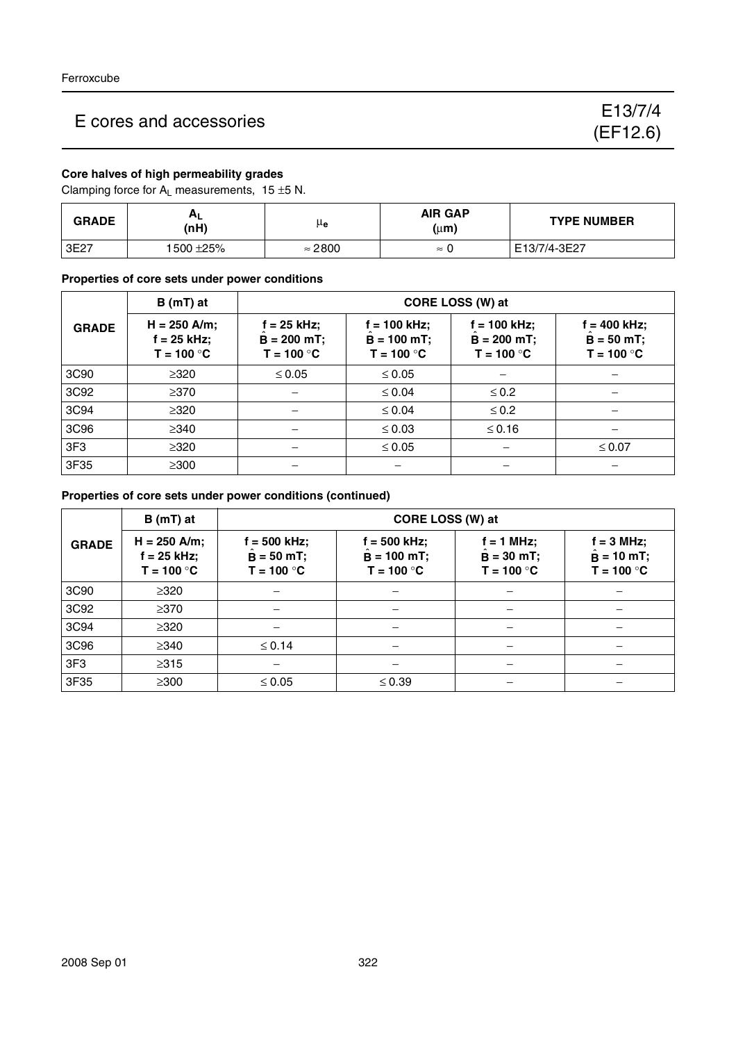# E cores and accessories

## E13/7/4 (EF12.6)

### Core halves of high permeability grades

Clamping force for $A_L$ measurements, 15 ±5 N.

| GRADE | $A_L$ (nH) | $\mu_e$ | AIR GAP (μm) | TYPE NUMBER |
|---|---|---|---|---|
| 3E27 | 1500 ±25% | ≈ 2800 | ≈ 0 | E13/7/4-3E27 |

### Properties of core sets under power conditions

| GRADE | B (mT) at | CORE LOSS (W) at | | | |
|---|---|---|---|---|---|
| | H = 250 A/m; f = 25 kHz; T = 100 °C | f = 25 kHz; $\hat{B}$ = 200 mT; T = 100 °C | f = 100 kHz; $\hat{B}$ = 100 mT; T = 100 °C | f = 100 kHz; $\hat{B}$ = 200 mT; T = 100 °C | f = 400 kHz; $\hat{B}$ = 50 mT; T = 100 °C |
| 3C90 | ≥320 | ≤ 0.05 | ≤ 0.05 | − | − |
| 3C92 | ≥370 | − | ≤ 0.04 | ≤ 0.2 | − |
| 3C94 | ≥320 | − | ≤ 0.04 | ≤ 0.2 | − |
| 3C96 | ≥340 | − | ≤ 0.03 | ≤ 0.16 | − |
| 3F3 | ≥320 | − | ≤ 0.05 | − | ≤ 0.07 |
| 3F35 | ≥300 | − | − | − | − |

### Properties of core sets under power conditions (continued)

| GRADE | B (mT) at | CORE LOSS (W) at | | | |
|---|---|---|---|---|---|
| | H = 250 A/m; f = 25 kHz; T = 100 °C | f = 500 kHz; $\hat{B}$ = 50 mT; T = 100 °C | f = 500 kHz; $\hat{B}$ = 100 mT; T = 100 °C | f = 1 MHz; $\hat{B}$ = 30 mT; T = 100 °C | f = 3 MHz; $\hat{B}$ = 10 mT; T = 100 °C |
| 3C90 | ≥320 | − | − | − | − |
| 3C92 | ≥370 | − | − | − | − |
| 3C94 | ≥320 | − | − | − | − |
| 3C96 | ≥340 | ≤ 0.14 | − | − | − |
| 3F3 | ≥315 | − | − | − | − |
| 3F35 | ≥300 | ≤ 0.05 | ≤ 0.39 | − | − |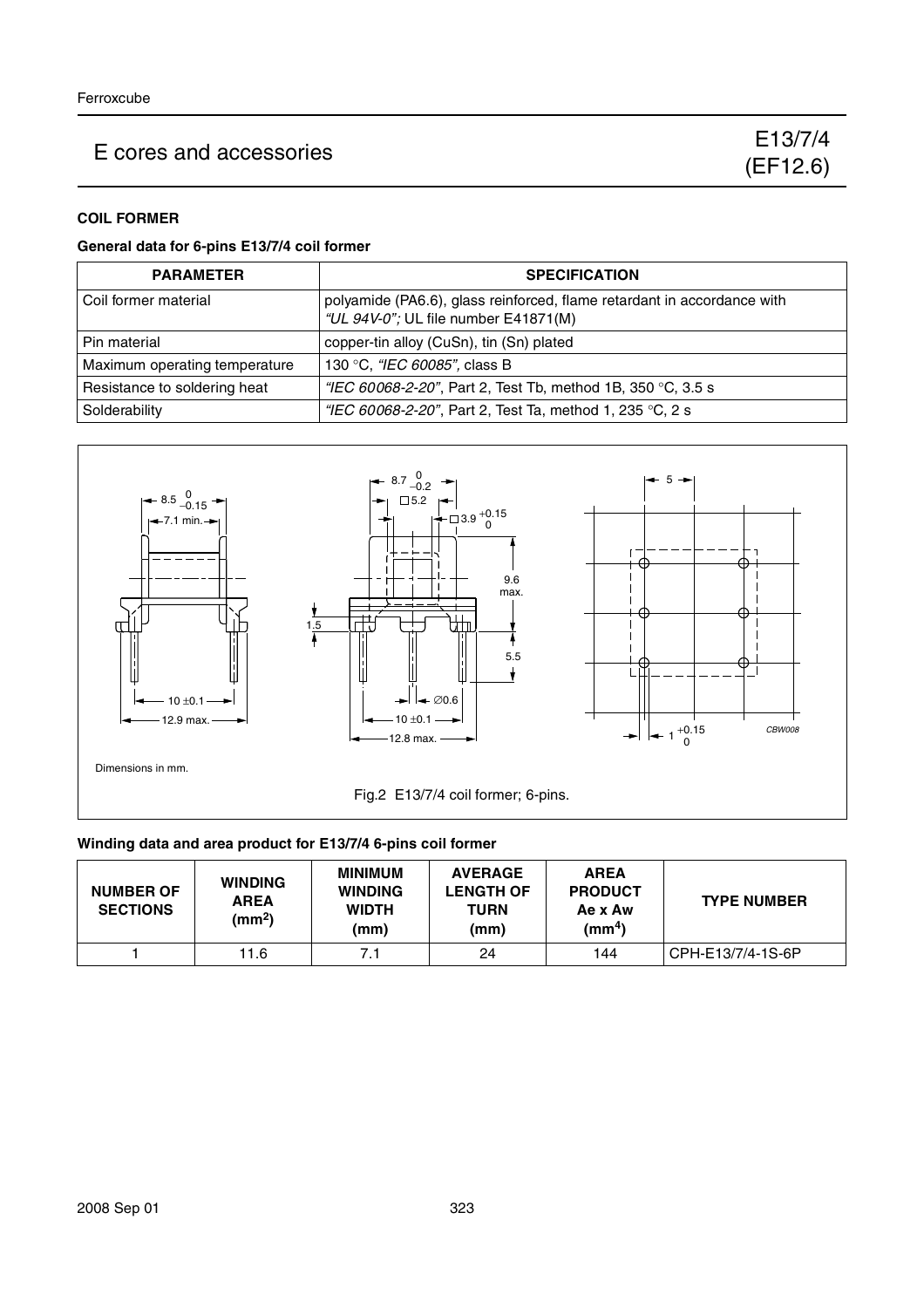# E cores and accessories

E13/7/4 (EF12.6)

## COIL FORMER

### General data for 6-pins E13/7/4 coil former

| PARAMETER | SPECIFICATION |
|---|---|
| Coil former material | polyamide (PA6.6), glass reinforced, flame retardant in accordance with *"UL 94V-0";* UL file number E41871(M) |
| Pin material | copper-tin alloy (CuSn), tin (Sn) plated |
| Maximum operating temperature | 130 °C, *"IEC 60085",* class B |
| Resistance to soldering heat | *"IEC 60068-2-20"*, Part 2, Test Tb, method 1B, 350 °C, 3.5 s |
| Solderability | *"IEC 60068-2-20"*, Part 2, Test Ta, method 1, 235 °C, 2 s |

Dimensions in mm.

Fig.2 E13/7/4 coil former; 6-pins.

### Winding data and area product for E13/7/4 6-pins coil former

| NUMBER OF SECTIONS | WINDING AREA (mm²) | MINIMUM WINDING WIDTH (mm) | AVERAGE LENGTH OF TURN (mm) | AREA PRODUCT Ae x Aw (mm⁴) | TYPE NUMBER |
|---|---|---|---|---|---|
| 1 | 11.6 | 7.1 | 24 | 144 | CPH-E13/7/4-1S-6P |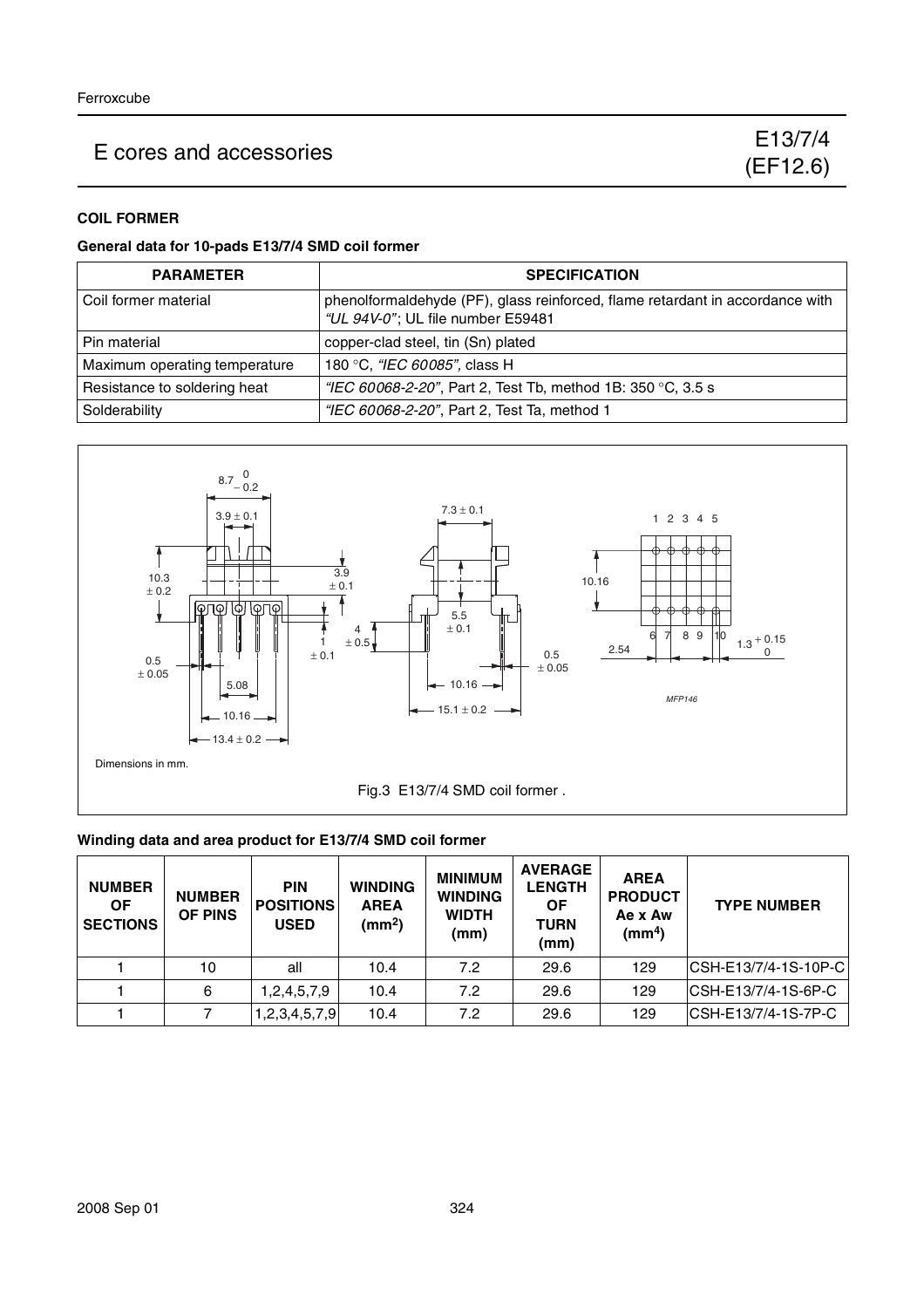# E cores and accessories

## E13/7/4 (EF12.6)

### COIL FORMER

**General data for 10-pads E13/7/4 SMD coil former**

| PARAMETER | SPECIFICATION |
|---|---|
| Coil former material | phenolformaldehyde (PF), glass reinforced, flame retardant in accordance with *"UL 94V-0"*; UL file number E59481 |
| Pin material | copper-clad steel, tin (Sn) plated |
| Maximum operating temperature | 180 °C, *"IEC 60085"*, class H |
| Resistance to soldering heat | *"IEC 60068-2-20"*, Part 2, Test Tb, method 1B: 350 °C, 3.5 s |
| Solderability | *"IEC 60068-2-20"*, Part 2, Test Ta, method 1 |

Dimensions in mm.

Fig.3 E13/7/4 SMD coil former .

**Winding data and area product for E13/7/4 SMD coil former**

| NUMBER OF SECTIONS | NUMBER OF PINS | PIN POSITIONS USED | WINDING AREA (mm²) | MINIMUM WINDING WIDTH (mm) | AVERAGE LENGTH OF TURN (mm) | AREA PRODUCT Ae x Aw (mm⁴) | TYPE NUMBER |
|---|---|---|---|---|---|---|---|
| 1 | 10 | all | 10.4 | 7.2 | 29.6 | 129 | CSH-E13/7/4-1S-10P-C |
| 1 | 6 | 1,2,4,5,7,9 | 10.4 | 7.2 | 29.6 | 129 | CSH-E13/7/4-1S-6P-C |
| 1 | 7 | 1,2,3,4,5,7,9 | 10.4 | 7.2 | 29.6 | 129 | CSH-E13/7/4-1S-7P-C |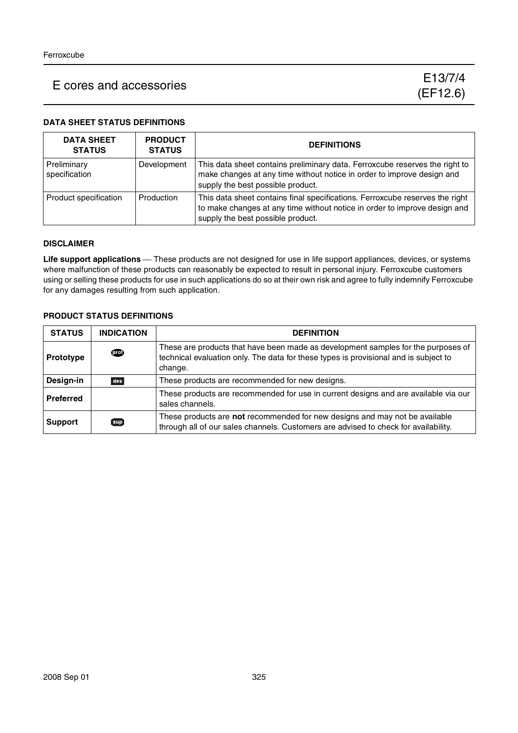## DATA SHEET STATUS DEFINITIONS

| DATA SHEET STATUS | PRODUCT STATUS | DEFINITIONS |
|---|---|---|
| Preliminary specification | Development | This data sheet contains preliminary data. Ferroxcube reserves the right to make changes at any time without notice in order to improve design and supply the best possible product. |
| Product specification | Production | This data sheet contains final specifications. Ferroxcube reserves the right to make changes at any time without notice in order to improve design and supply the best possible product. |

## DISCLAIMER

**Life support applications** — These products are not designed for use in life support appliances, devices, or systems where malfunction of these products can reasonably be expected to result in personal injury. Ferroxcube customers using or selling these products for use in such applications do so at their own risk and agree to fully indemnify Ferroxcube for any damages resulting from such application.

## PRODUCT STATUS DEFINITIONS

| STATUS | INDICATION | DEFINITION |
|---|---|---|
| **Prototype** | prot | These are products that have been made as development samples for the purposes of technical evaluation only. The data for these types is provisional and is subject to change. |
| **Design-in** | des | These products are recommended for new designs. |
| **Preferred** | | These products are recommended for use in current designs and are available via our sales channels. |
| **Support** | sup | These products are **not** recommended for new designs and may not be available through all of our sales channels. Customers are advised to check for availability. |